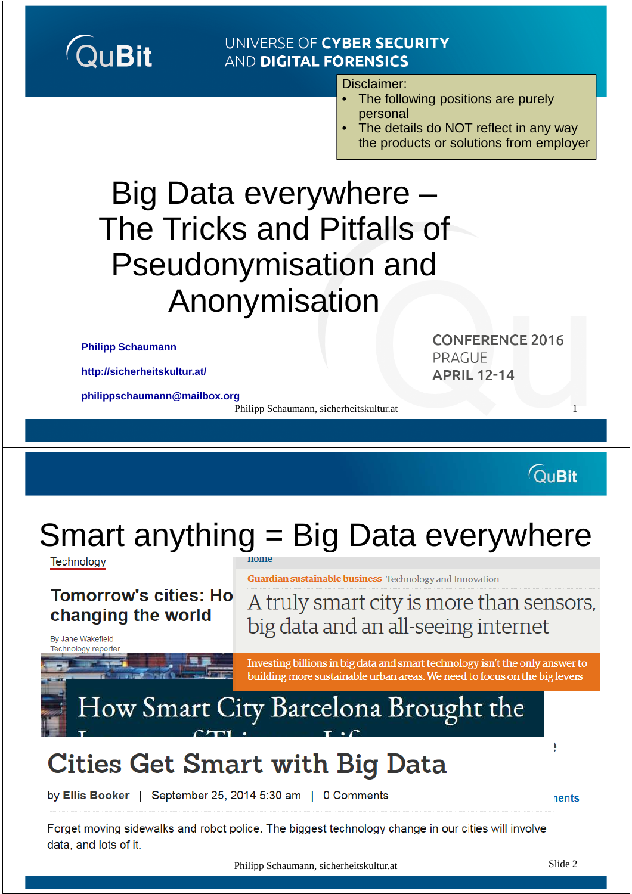QuBit

UNIVERSE OF **CYBER SECURITY** AND **DIGITAL FORENSICS**

Disclaimer:
- The following positions are purely personal
- The details do NOT reflect in any way the products or solutions from employer

# Big Data everywhere – The Tricks and Pitfalls of Pseudonymisation and Anonymisation

**Philipp Schaumann**

**http://sicherheitskultur.at/**

**philippschaumann@mailbox.org**

CONFERENCE 2016
PRAGUE
APRIL 12-14

---

QuBit

# Smart anything = Big Data everywhere

Technology

**Tomorrow's cities: Ho... changing the world**

By Jane Wakefield
Technology reporter

home

Guardian sustainable business Technology and Innovation

A truly smart city is more than sensors, big data and an all-seeing internet

Investing billions in big data and smart technology isn't the only answer to building more sustainable urban areas. We need to focus on the big levers

How Smart City Barcelona Brought the ...

## Cities Get Smart with Big Data

by **Ellis Booker** | September 25, 2014 5:30 am | 0 Comments

Forget moving sidewalks and robot police. The biggest technology change in our cities will involve data, and lots of it.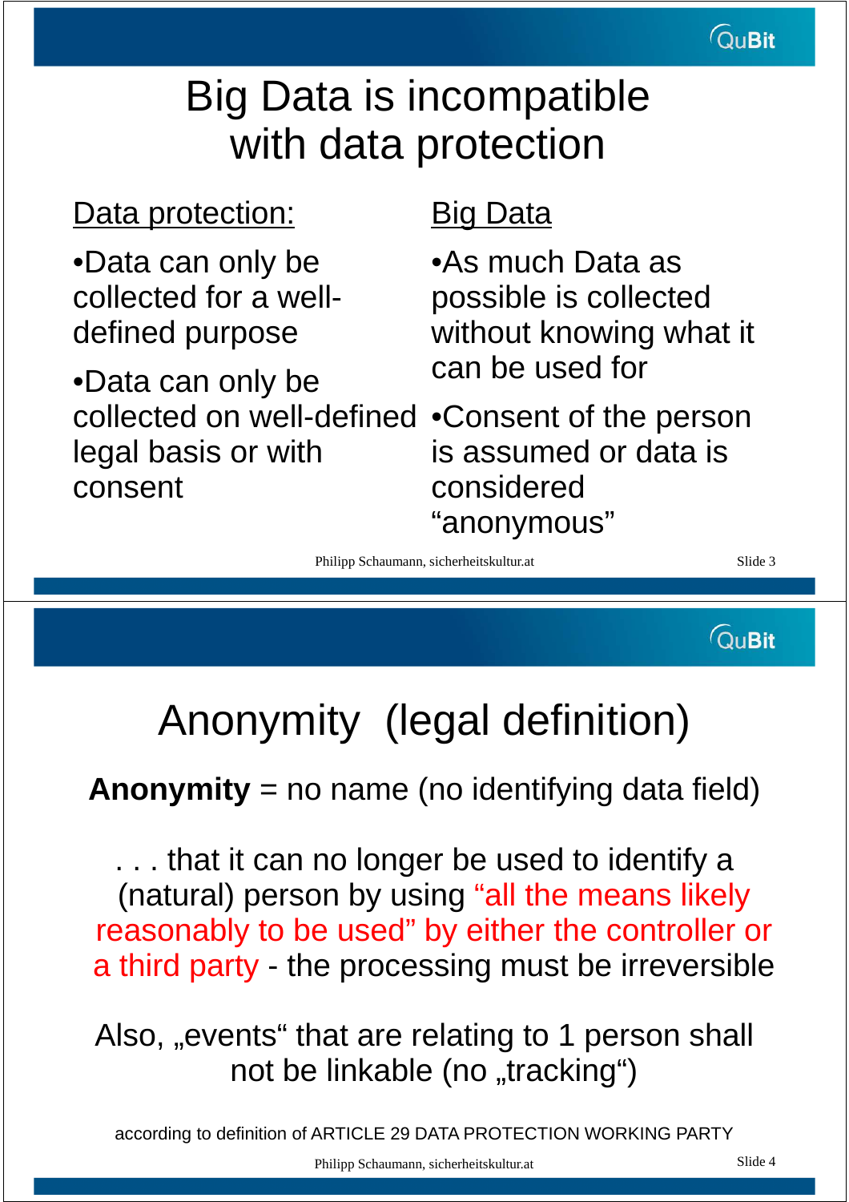# Big Data is incompatible with data protection

**Data protection:**

- Data can only be collected for a well-defined purpose
- Data can only be collected on well-defined legal basis or with consent

**Big Data**

- As much Data as possible is collected without knowing what it can be used for
- Consent of the person is assumed or data is considered “anonymous”

# Anonymity (legal definition)

**Anonymity** = no name (no identifying data field)

. . . that it can no longer be used to identify a (natural) person by using “all the means likely reasonably to be used” by either the controller or a third party - the processing must be irreversible

Also, „events“ that are relating to 1 person shall not be linkable (no „tracking“)

according to definition of ARTICLE 29 DATA PROTECTION WORKING PARTY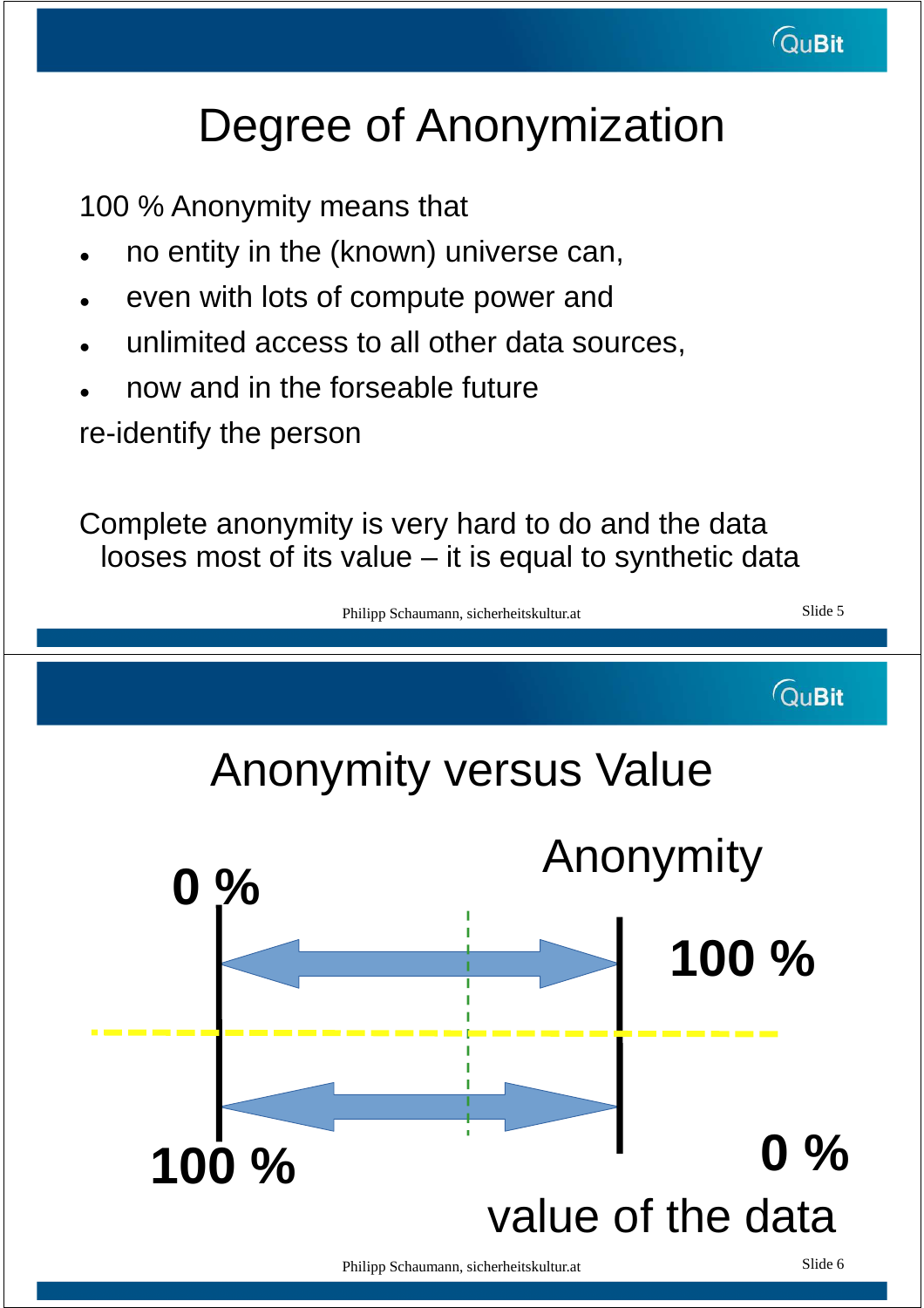# Degree of Anonymization

100 % Anonymity means that

- no entity in the (known) universe can,
- even with lots of compute power and
- unlimited access to all other data sources,
- now and in the forseable future

re-identify the person

Complete anonymity is very hard to do and the data looses most of its value – it is equal to synthetic data

# Anonymity versus Value

Anonymity

0 %

100 %

100 %

0 %

value of the data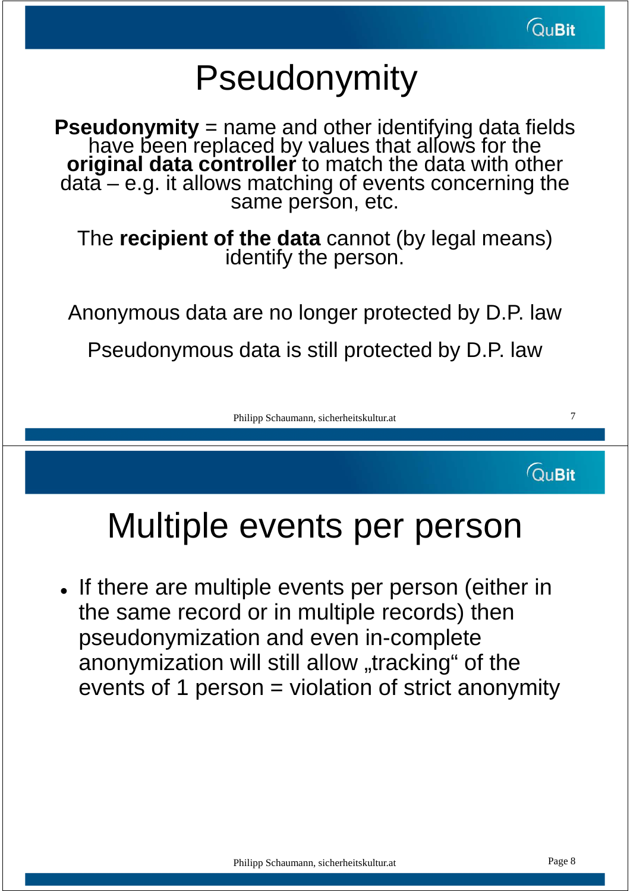# Pseudonymity

**Pseudonymity** = name and other identifying data fields have been replaced by values that allows for the **original data controller** to match the data with other data – e.g. it allows matching of events concerning the same person, etc.

The **recipient of the data** cannot (by legal means) identify the person.

Anonymous data are no longer protected by D.P. law

Pseudonymous data is still protected by D.P. law

# Multiple events per person

- If there are multiple events per person (either in the same record or in multiple records) then pseudonymization and even in-complete anonymization will still allow „tracking“ of the events of 1 person = violation of strict anonymity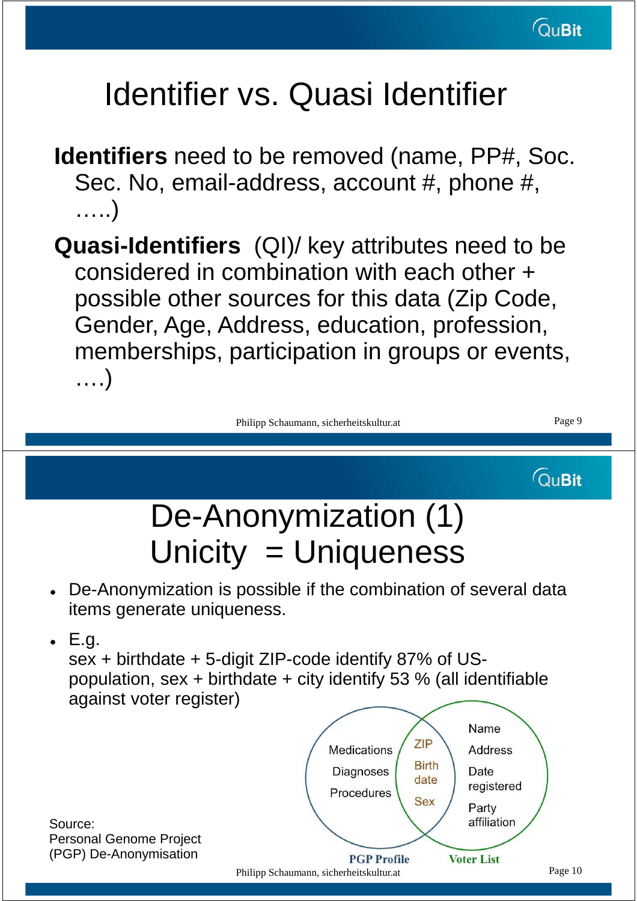# Identifier vs. Quasi Identifier

**Identifiers** need to be removed (name, PP#, Soc. Sec. No, email-address, account #, phone #, …..)

**Quasi-Identifiers** (QI)/ key attributes need to be considered in combination with each other + possible other sources for this data (Zip Code, Gender, Age, Address, education, profession, memberships, participation in groups or events, ….)

# De-Anonymization (1)
## Unicity = Uniqueness

- De-Anonymization is possible if the combination of several data items generate uniqueness.
- E.g.
  sex + birthdate + 5-digit ZIP-code identify 87% of US-population, sex + birthdate + city identify 53 % (all identifiable against voter register)

| PGP Profile | Shared (ZIP, Birth date, Sex) | Voter List |
| --- | --- | --- |
| Medications | ZIP | Name |
| Diagnoses | Birth date | Address |
| Procedures | Sex | Date registered |
| | | Party affiliation |

Source:
Personal Genome Project (PGP) De-Anonymisation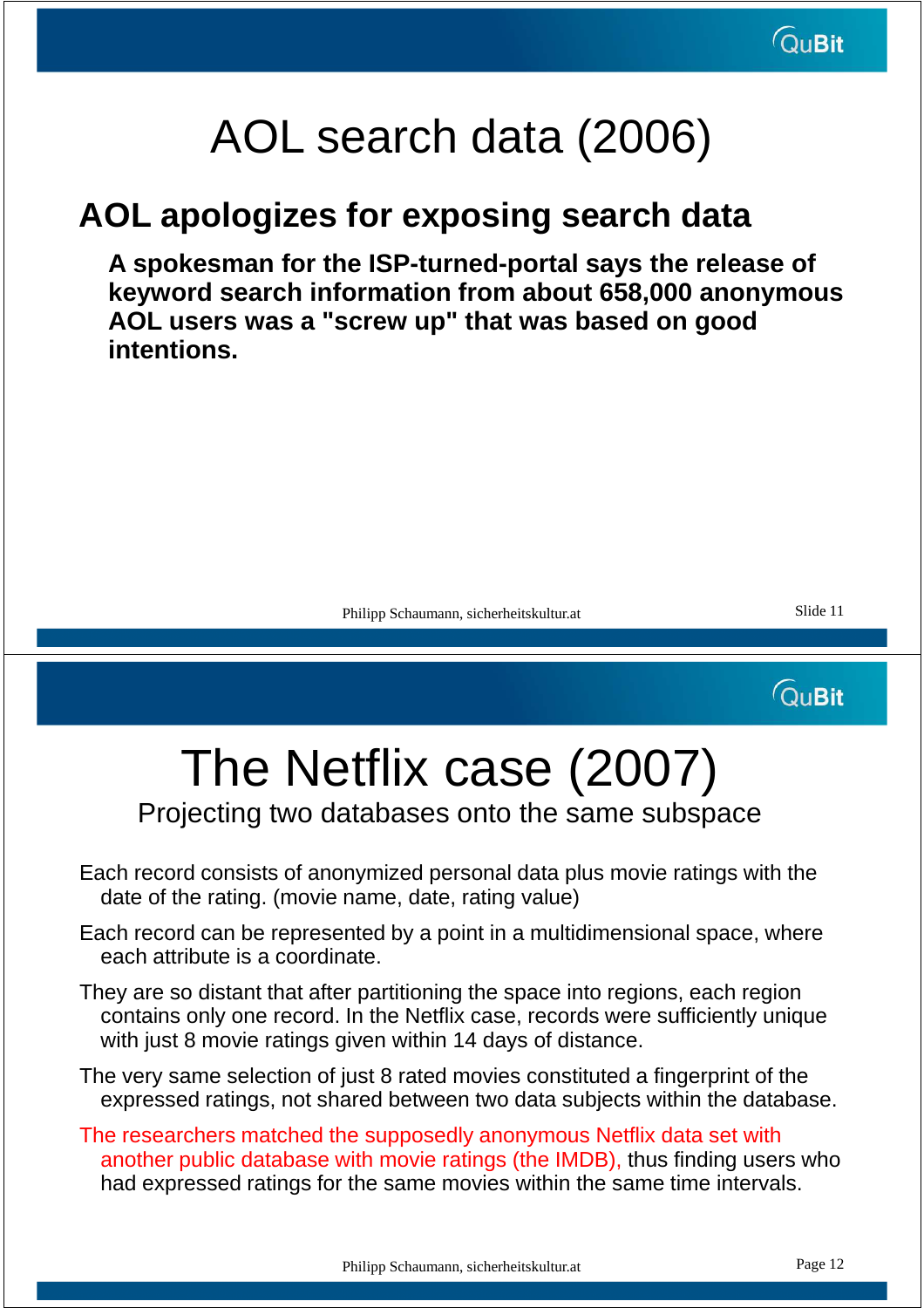# AOL search data (2006)

## AOL apologizes for exposing search data

**A spokesman for the ISP-turned-portal says the release of keyword search information from about 658,000 anonymous AOL users was a "screw up" that was based on good intentions.**

# The Netflix case (2007)

Projecting two databases onto the same subspace

Each record consists of anonymized personal data plus movie ratings with the date of the rating. (movie name, date, rating value)

Each record can be represented by a point in a multidimensional space, where each attribute is a coordinate.

They are so distant that after partitioning the space into regions, each region contains only one record. In the Netflix case, records were sufficiently unique with just 8 movie ratings given within 14 days of distance.

The very same selection of just 8 rated movies constituted a fingerprint of the expressed ratings, not shared between two data subjects within the database.

The researchers matched the supposedly anonymous Netflix data set with another public database with movie ratings (the IMDB), thus finding users who had expressed ratings for the same movies within the same time intervals.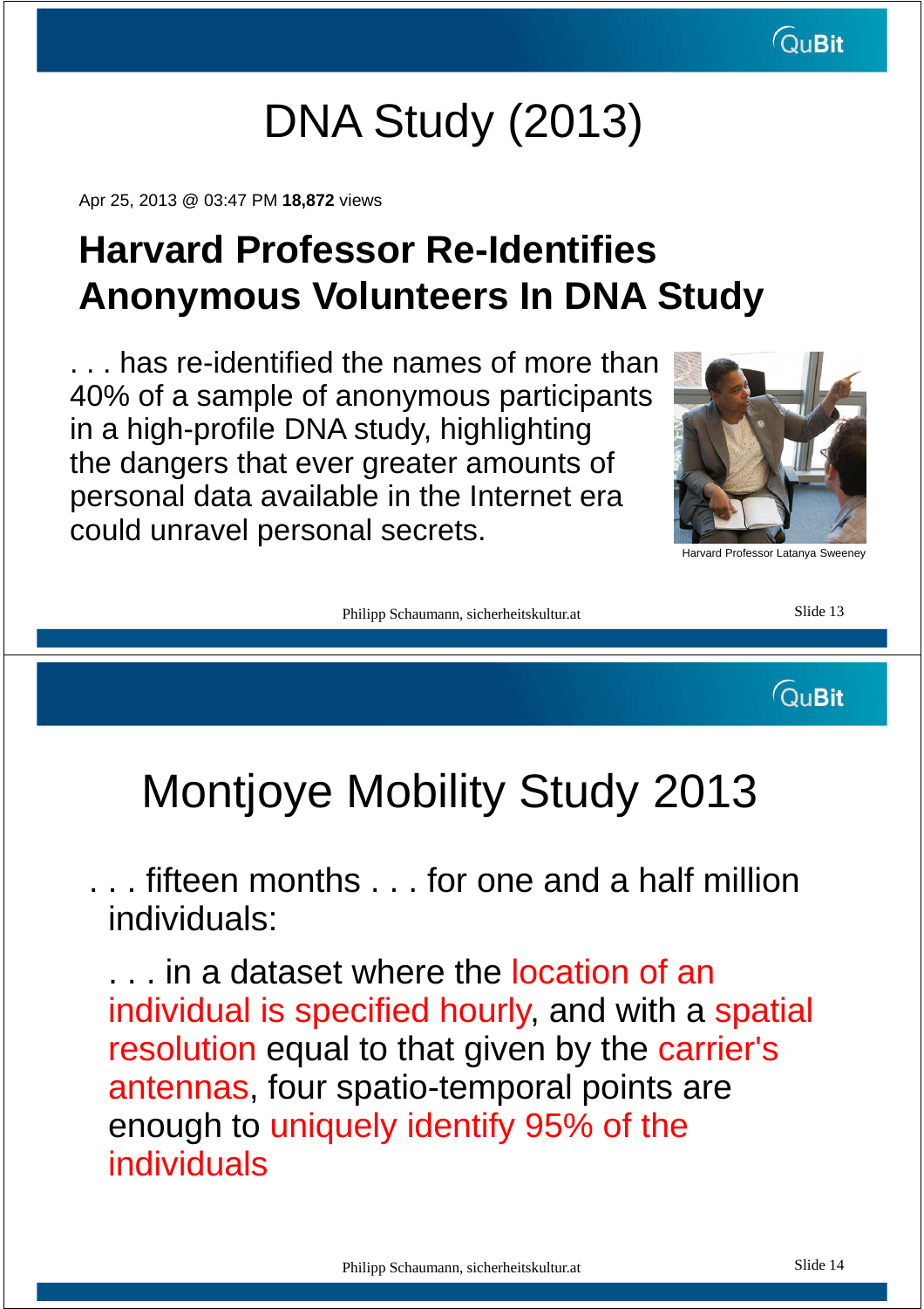# DNA Study (2013)

Apr 25, 2013 @ 03:47 PM **18,872** views

## Harvard Professor Re-Identifies Anonymous Volunteers In DNA Study

. . . has re-identified the names of more than 40% of a sample of anonymous participants in a high-profile DNA study, highlighting the dangers that ever greater amounts of personal data available in the Internet era could unravel personal secrets.

Harvard Professor Latanya Sweeney

# Montjoye Mobility Study 2013

. . . fifteen months . . . for one and a half million individuals:

. . . in a dataset where the location of an individual is specified hourly, and with a spatial resolution equal to that given by the carrier's antennas, four spatio-temporal points are enough to uniquely identify 95% of the individuals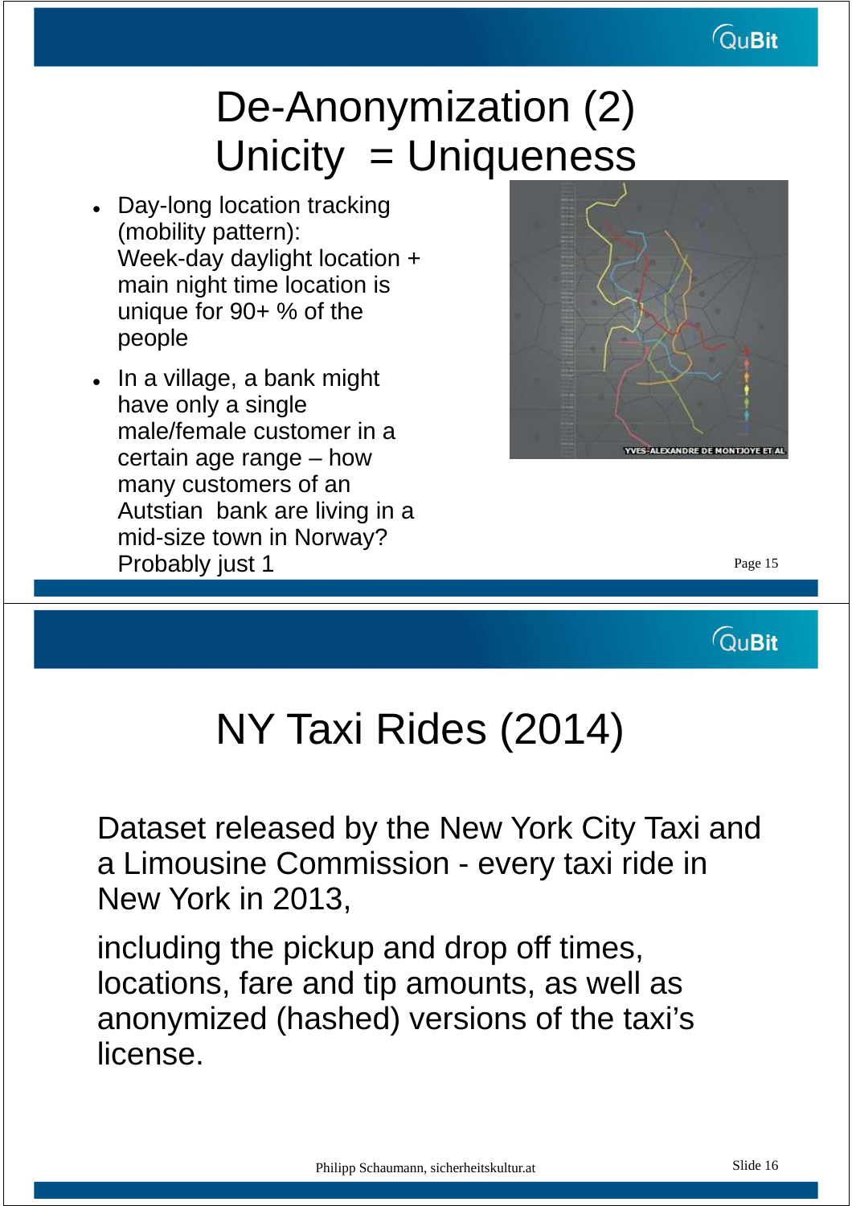# De-Anonymization (2)
# Unicity = Uniqueness

- Day-long location tracking (mobility pattern): Week-day daylight location + main night time location is unique for 90+ % of the people
- In a village, a bank might have only a single male/female customer in a certain age range – how many customers of an Autstian bank are living in a mid-size town in Norway? Probably just 1

YVES-ALEXANDRE DE MONTJOYE ET AL

# NY Taxi Rides (2014)

Dataset released by the New York City Taxi and a Limousine Commission - every taxi ride in New York in 2013,

including the pickup and drop off times, locations, fare and tip amounts, as well as anonymized (hashed) versions of the taxi's license.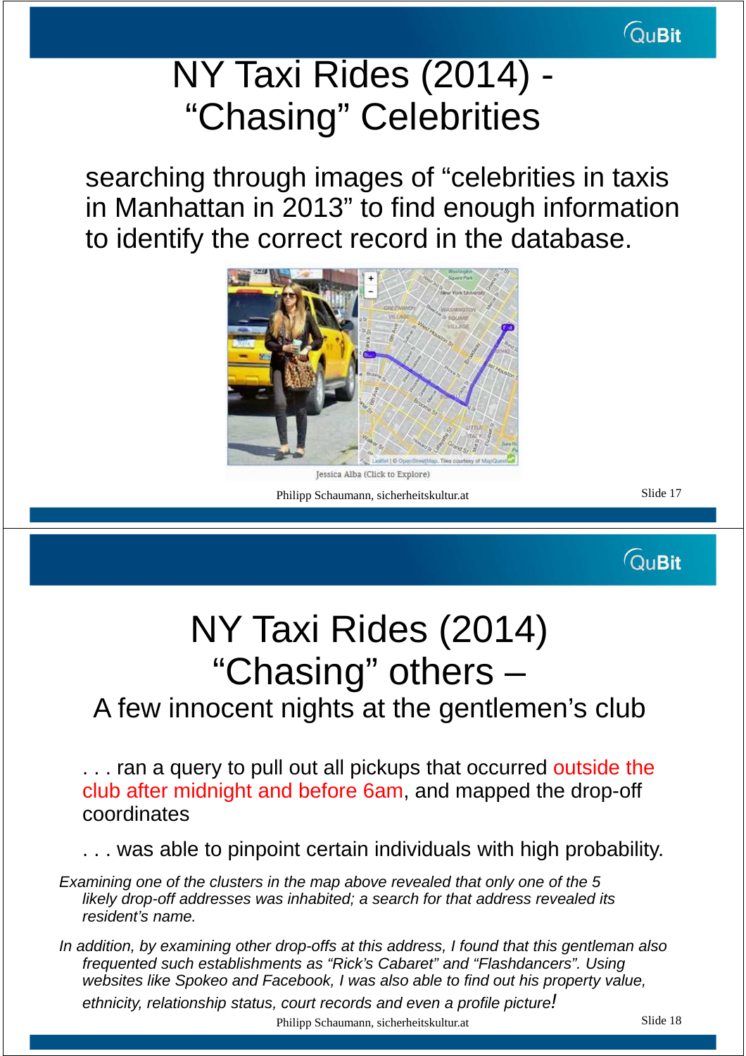# NY Taxi Rides (2014) - “Chasing” Celebrities

searching through images of “celebrities in taxis in Manhattan in 2013” to find enough information to identify the correct record in the database.

Jessica Alba (Click to Explore)

# NY Taxi Rides (2014) “Chasing” others –

## A few innocent nights at the gentlemen’s club

. . . ran a query to pull out all pickups that occurred outside the club after midnight and before 6am, and mapped the drop-off coordinates

. . . was able to pinpoint certain individuals with high probability.

*Examining one of the clusters in the map above revealed that only one of the 5 likely drop-off addresses was inhabited; a search for that address revealed its resident’s name.*

*In addition, by examining other drop-offs at this address, I found that this gentleman also frequented such establishments as “Rick’s Cabaret” and “Flashdancers”. Using websites like Spokeo and Facebook, I was also able to find out his property value, ethnicity, relationship status, court records and even a profile picture!*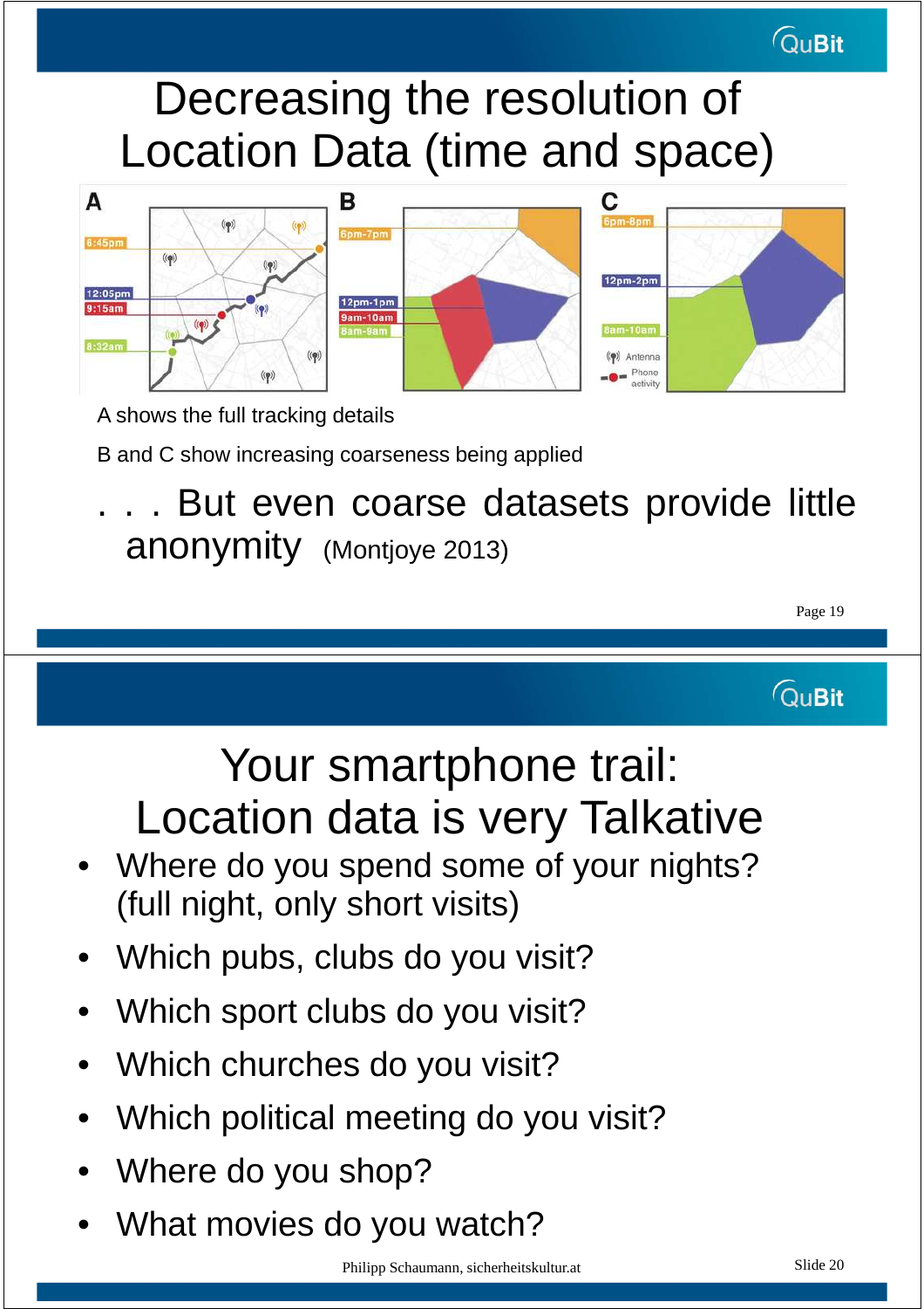# Decreasing the resolution of Location Data (time and space)

A shows the full tracking details

B and C show increasing coarseness being applied

. . . But even coarse datasets provide little anonymity (Montjoye 2013)

# Your smartphone trail: Location data is very Talkative

- Where do you spend some of your nights? (full night, only short visits)
- Which pubs, clubs do you visit?
- Which sport clubs do you visit?
- Which churches do you visit?
- Which political meeting do you visit?
- Where do you shop?
- What movies do you watch?

Philipp Schaumann, sicherheitskultur.at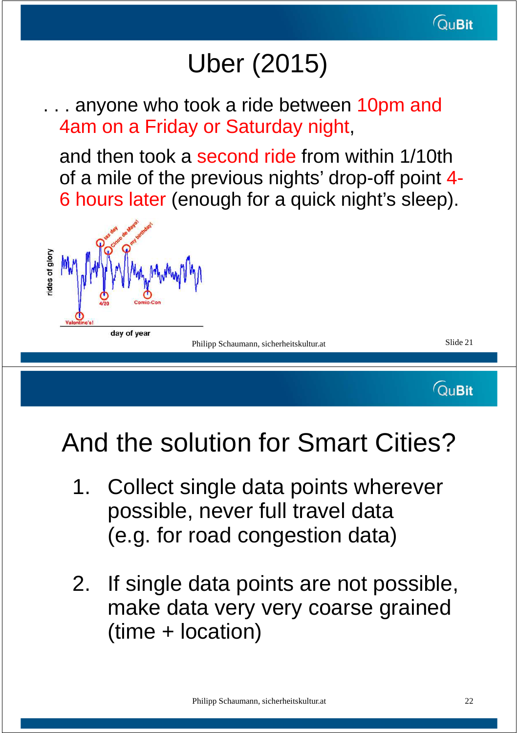# Uber (2015)

. . . anyone who took a ride between 10pm and 4am on a Friday or Saturday night,

and then took a second ride from within 1/10th of a mile of the previous nights' drop-off point 4-6 hours later (enough for a quick night's sleep).

# And the solution for Smart Cities?

1. Collect single data points wherever possible, never full travel data (e.g. for road congestion data)

2. If single data points are not possible, make data very very coarse grained (time + location)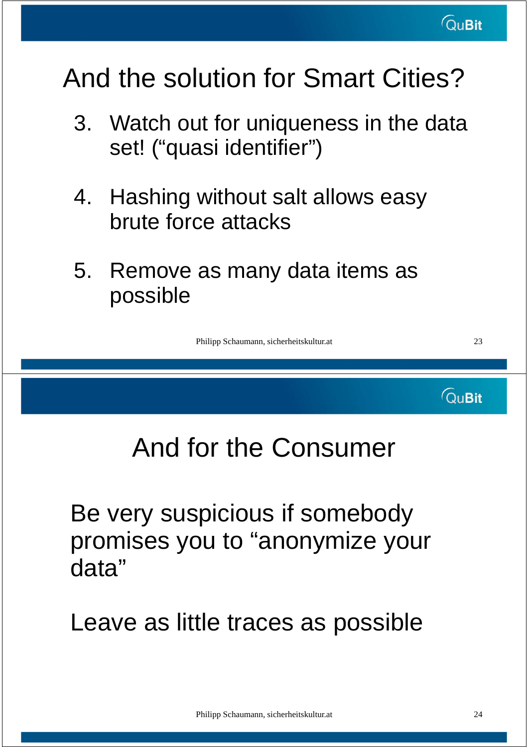# And the solution for Smart Cities?

3. Watch out for uniqueness in the data set! (“quasi identifier”)

4. Hashing without salt allows easy brute force attacks

5. Remove as many data items as possible

# And for the Consumer

Be very suspicious if somebody promises you to “anonymize your data”

Leave as little traces as possible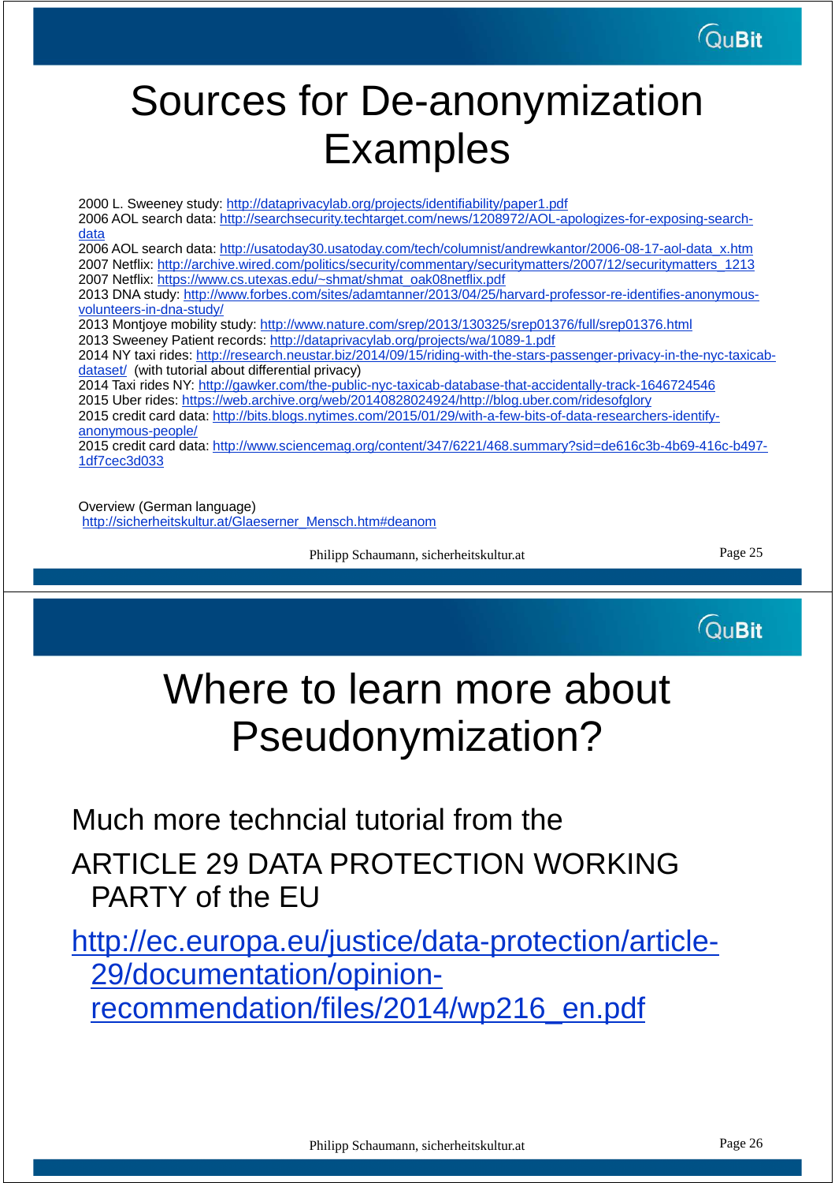# Sources for De-anonymization Examples

2000 L. Sweeney study: http://dataprivacylab.org/projects/identifiability/paper1.pdf
2006 AOL search data: http://searchsecurity.techtarget.com/news/1208972/AOL-apologizes-for-exposing-search-data
2006 AOL search data: http://usatoday30.usatoday.com/tech/columnist/andrewkantor/2006-08-17-aol-data_x.htm
2007 Netflix: http://archive.wired.com/politics/security/commentary/securitymatters/2007/12/securitymatters_1213
2007 Netflix: https://www.cs.utexas.edu/~shmat/shmat_oak08netflix.pdf
2013 DNA study: http://www.forbes.com/sites/adamtanner/2013/04/25/harvard-professor-re-identifies-anonymous-volunteers-in-dna-study/
2013 Montjoye mobility study: http://www.nature.com/srep/2013/130325/srep01376/full/srep01376.html
2013 Sweeney Patient records: http://dataprivacylab.org/projects/wa/1089-1.pdf
2014 NY taxi rides: http://research.neustar.biz/2014/09/15/riding-with-the-stars-passenger-privacy-in-the-nyc-taxicab-dataset/ (with tutorial about differential privacy)
2014 Taxi rides NY: http://gawker.com/the-public-nyc-taxicab-database-that-accidentally-track-1646724546
2015 Uber rides: https://web.archive.org/web/20140828024924/http://blog.uber.com/ridesofglory
2015 credit card data: http://bits.blogs.nytimes.com/2015/01/29/with-a-few-bits-of-data-researchers-identify-anonymous-people/
2015 credit card data: http://www.sciencemag.org/content/347/6221/468.summary?sid=de616c3b-4b69-416c-b497-1df7cec3d033

Overview (German language)
http://sicherheitskultur.at/Glaeserner_Mensch.htm#deanom

# Where to learn more about Pseudonymization?

Much more techncial tutorial from the

ARTICLE 29 DATA PROTECTION WORKING PARTY of the EU

http://ec.europa.eu/justice/data-protection/article-29/documentation/opinion-recommendation/files/2014/wp216_en.pdf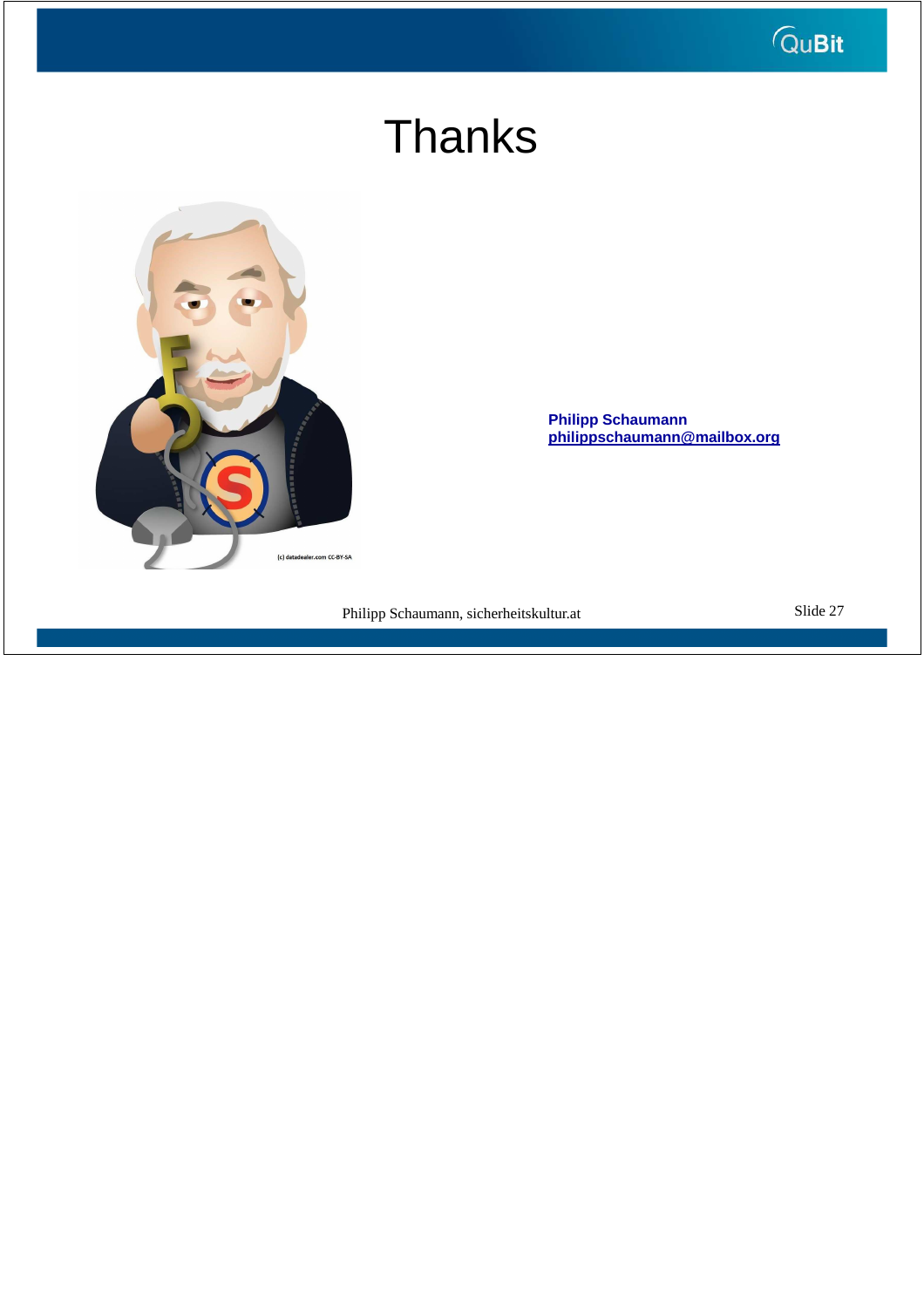# Thanks

**Philipp Schaumann**
**philippschaumann@mailbox.org**